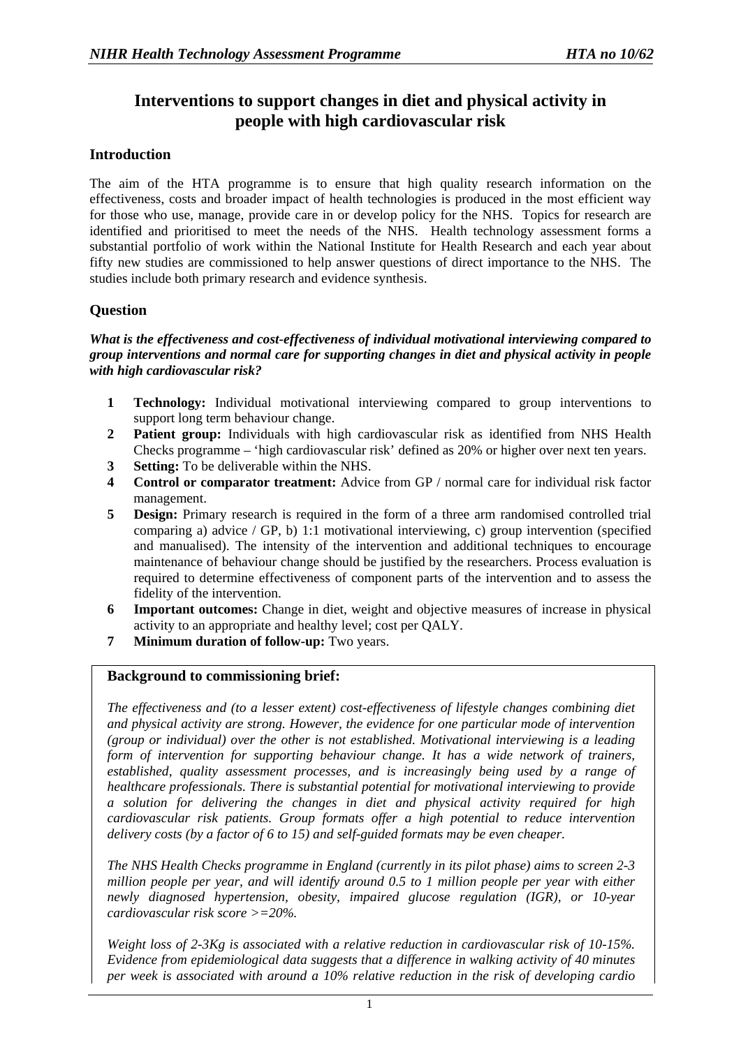# Interventions to support changes in diet and physical activity in people with high cardiovascular risk

## Introduction

The aim of the HTA programme is to ensure that high quality research information on the effectiveness, costs and broader impact of health technologies is produced in the most efficient way for those who use, manage, provide care in or develop policy for the NHS. Topics for research are identified and prioritised to meet the needs of the NHS. Health technology assessment forms a substantial portfolio of work within the National Institute for Health Research and each year about fifty new studies are commissioned to help answer questions of direct importance to the NHS. The studies include both primary research and evidence synthesis.

## Question

***What is the effectiveness and cost-effectiveness of individual motivational interviewing compared to group interventions and normal care for supporting changes in diet and physical activity in people with high cardiovascular risk?***

1. **Technology:** Individual motivational interviewing compared to group interventions to support long term behaviour change.
2. **Patient group:** Individuals with high cardiovascular risk as identified from NHS Health Checks programme – 'high cardiovascular risk' defined as 20% or higher over next ten years.
3. **Setting:** To be deliverable within the NHS.
4. **Control or comparator treatment:** Advice from GP / normal care for individual risk factor management.
5. **Design:** Primary research is required in the form of a three arm randomised controlled trial comparing a) advice / GP, b) 1:1 motivational interviewing, c) group intervention (specified and manualised). The intensity of the intervention and additional techniques to encourage maintenance of behaviour change should be justified by the researchers. Process evaluation is required to determine effectiveness of component parts of the intervention and to assess the fidelity of the intervention.
6. **Important outcomes:** Change in diet, weight and objective measures of increase in physical activity to an appropriate and healthy level; cost per QALY.
7. **Minimum duration of follow-up:** Two years.

### Background to commissioning brief:

*The effectiveness and (to a lesser extent) cost-effectiveness of lifestyle changes combining diet and physical activity are strong. However, the evidence for one particular mode of intervention (group or individual) over the other is not established. Motivational interviewing is a leading form of intervention for supporting behaviour change. It has a wide network of trainers, established, quality assessment processes, and is increasingly being used by a range of healthcare professionals. There is substantial potential for motivational interviewing to provide a solution for delivering the changes in diet and physical activity required for high cardiovascular risk patients. Group formats offer a high potential to reduce intervention delivery costs (by a factor of 6 to 15) and self-guided formats may be even cheaper.*

*The NHS Health Checks programme in England (currently in its pilot phase) aims to screen 2-3 million people per year, and will identify around 0.5 to 1 million people per year with either newly diagnosed hypertension, obesity, impaired glucose regulation (IGR), or 10-year cardiovascular risk score >=20%.*

*Weight loss of 2-3Kg is associated with a relative reduction in cardiovascular risk of 10-15%. Evidence from epidemiological data suggests that a difference in walking activity of 40 minutes per week is associated with around a 10% relative reduction in the risk of developing cardio*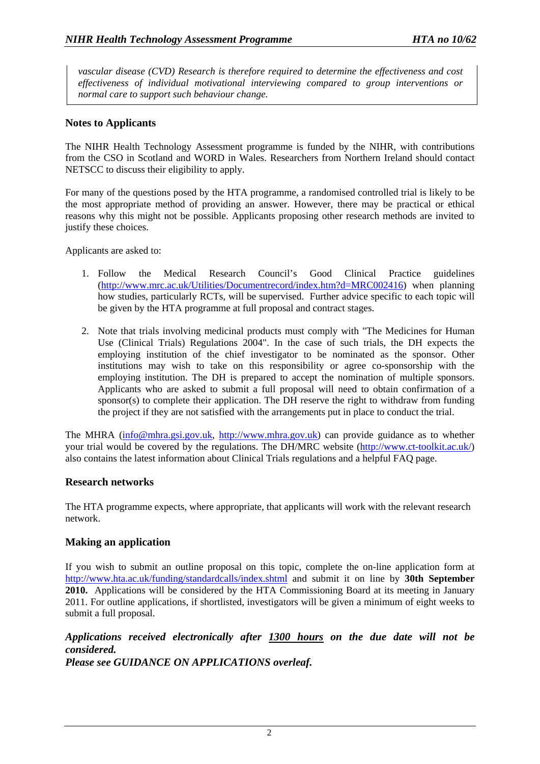*vascular disease (CVD) Research is therefore required to determine the effectiveness and cost effectiveness of individual motivational interviewing compared to group interventions or normal care to support such behaviour change.*

## Notes to Applicants

The NIHR Health Technology Assessment programme is funded by the NIHR, with contributions from the CSO in Scotland and WORD in Wales. Researchers from Northern Ireland should contact NETSCC to discuss their eligibility to apply.

For many of the questions posed by the HTA programme, a randomised controlled trial is likely to be the most appropriate method of providing an answer. However, there may be practical or ethical reasons why this might not be possible. Applicants proposing other research methods are invited to justify these choices.

Applicants are asked to:

1. Follow the Medical Research Council's Good Clinical Practice guidelines (http://www.mrc.ac.uk/Utilities/Documentrecord/index.htm?d=MRC002416) when planning how studies, particularly RCTs, will be supervised. Further advice specific to each topic will be given by the HTA programme at full proposal and contract stages.

2. Note that trials involving medicinal products must comply with "The Medicines for Human Use (Clinical Trials) Regulations 2004". In the case of such trials, the DH expects the employing institution of the chief investigator to be nominated as the sponsor. Other institutions may wish to take on this responsibility or agree co-sponsorship with the employing institution. The DH is prepared to accept the nomination of multiple sponsors. Applicants who are asked to submit a full proposal will need to obtain confirmation of a sponsor(s) to complete their application. The DH reserve the right to withdraw from funding the project if they are not satisfied with the arrangements put in place to conduct the trial.

The MHRA (info@mhra.gsi.gov.uk, http://www.mhra.gov.uk) can provide guidance as to whether your trial would be covered by the regulations. The DH/MRC website (http://www.ct-toolkit.ac.uk/) also contains the latest information about Clinical Trials regulations and a helpful FAQ page.

## Research networks

The HTA programme expects, where appropriate, that applicants will work with the relevant research network.

## Making an application

If you wish to submit an outline proposal on this topic, complete the on-line application form at http://www.hta.ac.uk/funding/standardcalls/index.shtml and submit it on line by **30th September 2010.** Applications will be considered by the HTA Commissioning Board at its meeting in January 2011. For outline applications, if shortlisted, investigators will be given a minimum of eight weeks to submit a full proposal.

***Applications received electronically after <u>1300 hours</u> on the due date will not be considered.***
***Please see GUIDANCE ON APPLICATIONS overleaf.***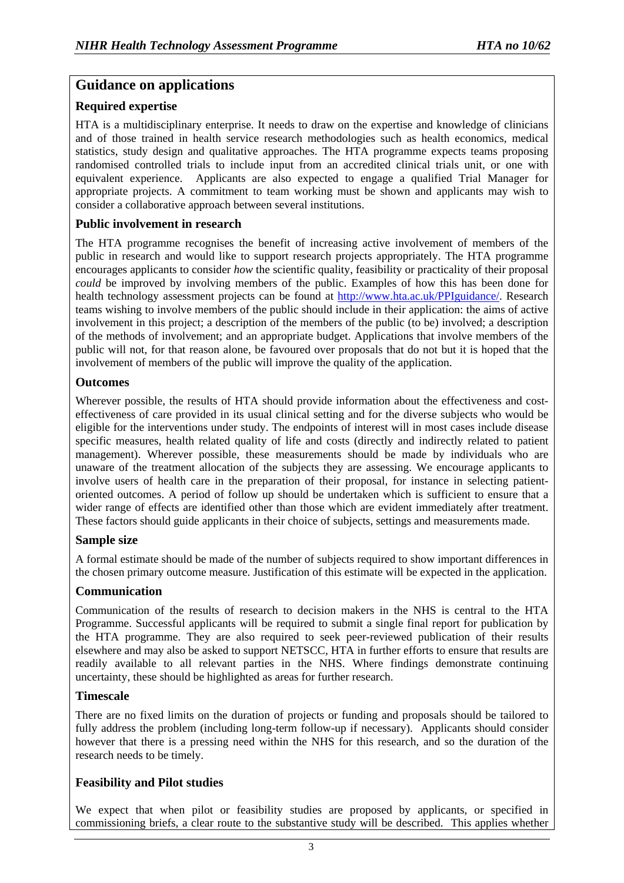## Guidance on applications

### Required expertise

HTA is a multidisciplinary enterprise. It needs to draw on the expertise and knowledge of clinicians and of those trained in health service research methodologies such as health economics, medical statistics, study design and qualitative approaches. The HTA programme expects teams proposing randomised controlled trials to include input from an accredited clinical trials unit, or one with equivalent experience. Applicants are also expected to engage a qualified Trial Manager for appropriate projects. A commitment to team working must be shown and applicants may wish to consider a collaborative approach between several institutions.

### Public involvement in research

The HTA programme recognises the benefit of increasing active involvement of members of the public in research and would like to support research projects appropriately. The HTA programme encourages applicants to consider *how* the scientific quality, feasibility or practicality of their proposal *could* be improved by involving members of the public. Examples of how this has been done for health technology assessment projects can be found at [http://www.hta.ac.uk/PPIguidance/](http://www.hta.ac.uk/PPIguidance/). Research teams wishing to involve members of the public should include in their application: the aims of active involvement in this project; a description of the members of the public (to be) involved; a description of the methods of involvement; and an appropriate budget. Applications that involve members of the public will not, for that reason alone, be favoured over proposals that do not but it is hoped that the involvement of members of the public will improve the quality of the application.

### Outcomes

Wherever possible, the results of HTA should provide information about the effectiveness and cost-effectiveness of care provided in its usual clinical setting and for the diverse subjects who would be eligible for the interventions under study. The endpoints of interest will in most cases include disease specific measures, health related quality of life and costs (directly and indirectly related to patient management). Wherever possible, these measurements should be made by individuals who are unaware of the treatment allocation of the subjects they are assessing. We encourage applicants to involve users of health care in the preparation of their proposal, for instance in selecting patient-oriented outcomes. A period of follow up should be undertaken which is sufficient to ensure that a wider range of effects are identified other than those which are evident immediately after treatment. These factors should guide applicants in their choice of subjects, settings and measurements made.

### Sample size

A formal estimate should be made of the number of subjects required to show important differences in the chosen primary outcome measure. Justification of this estimate will be expected in the application.

### Communication

Communication of the results of research to decision makers in the NHS is central to the HTA Programme. Successful applicants will be required to submit a single final report for publication by the HTA programme. They are also required to seek peer-reviewed publication of their results elsewhere and may also be asked to support NETSCC, HTA in further efforts to ensure that results are readily available to all relevant parties in the NHS. Where findings demonstrate continuing uncertainty, these should be highlighted as areas for further research.

### Timescale

There are no fixed limits on the duration of projects or funding and proposals should be tailored to fully address the problem (including long-term follow-up if necessary). Applicants should consider however that there is a pressing need within the NHS for this research, and so the duration of the research needs to be timely.

### Feasibility and Pilot studies

We expect that when pilot or feasibility studies are proposed by applicants, or specified in commissioning briefs, a clear route to the substantive study will be described. This applies whether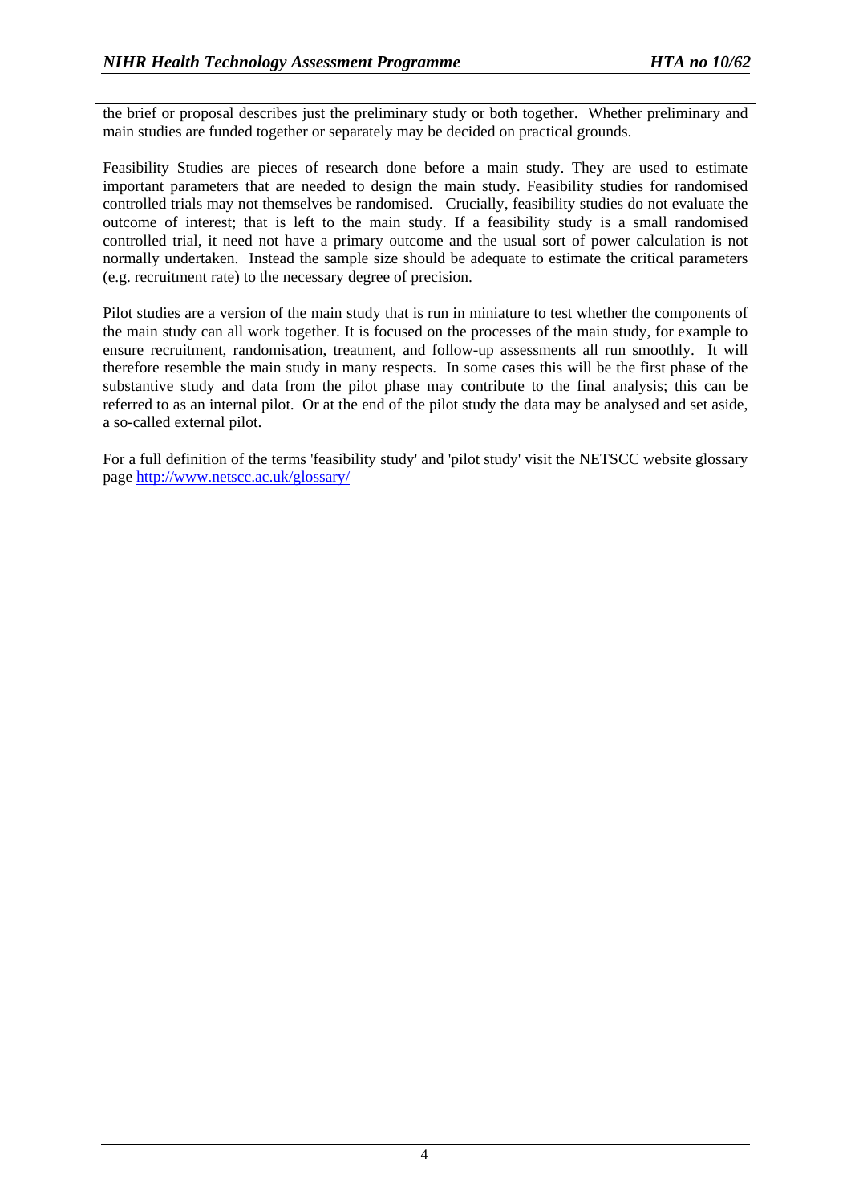the brief or proposal describes just the preliminary study or both together. Whether preliminary and main studies are funded together or separately may be decided on practical grounds.

Feasibility Studies are pieces of research done before a main study. They are used to estimate important parameters that are needed to design the main study. Feasibility studies for randomised controlled trials may not themselves be randomised. Crucially, feasibility studies do not evaluate the outcome of interest; that is left to the main study. If a feasibility study is a small randomised controlled trial, it need not have a primary outcome and the usual sort of power calculation is not normally undertaken. Instead the sample size should be adequate to estimate the critical parameters (e.g. recruitment rate) to the necessary degree of precision.

Pilot studies are a version of the main study that is run in miniature to test whether the components of the main study can all work together. It is focused on the processes of the main study, for example to ensure recruitment, randomisation, treatment, and follow-up assessments all run smoothly. It will therefore resemble the main study in many respects. In some cases this will be the first phase of the substantive study and data from the pilot phase may contribute to the final analysis; this can be referred to as an internal pilot. Or at the end of the pilot study the data may be analysed and set aside, a so-called external pilot.

For a full definition of the terms 'feasibility study' and 'pilot study' visit the NETSCC website glossary page http://www.netscc.ac.uk/glossary/